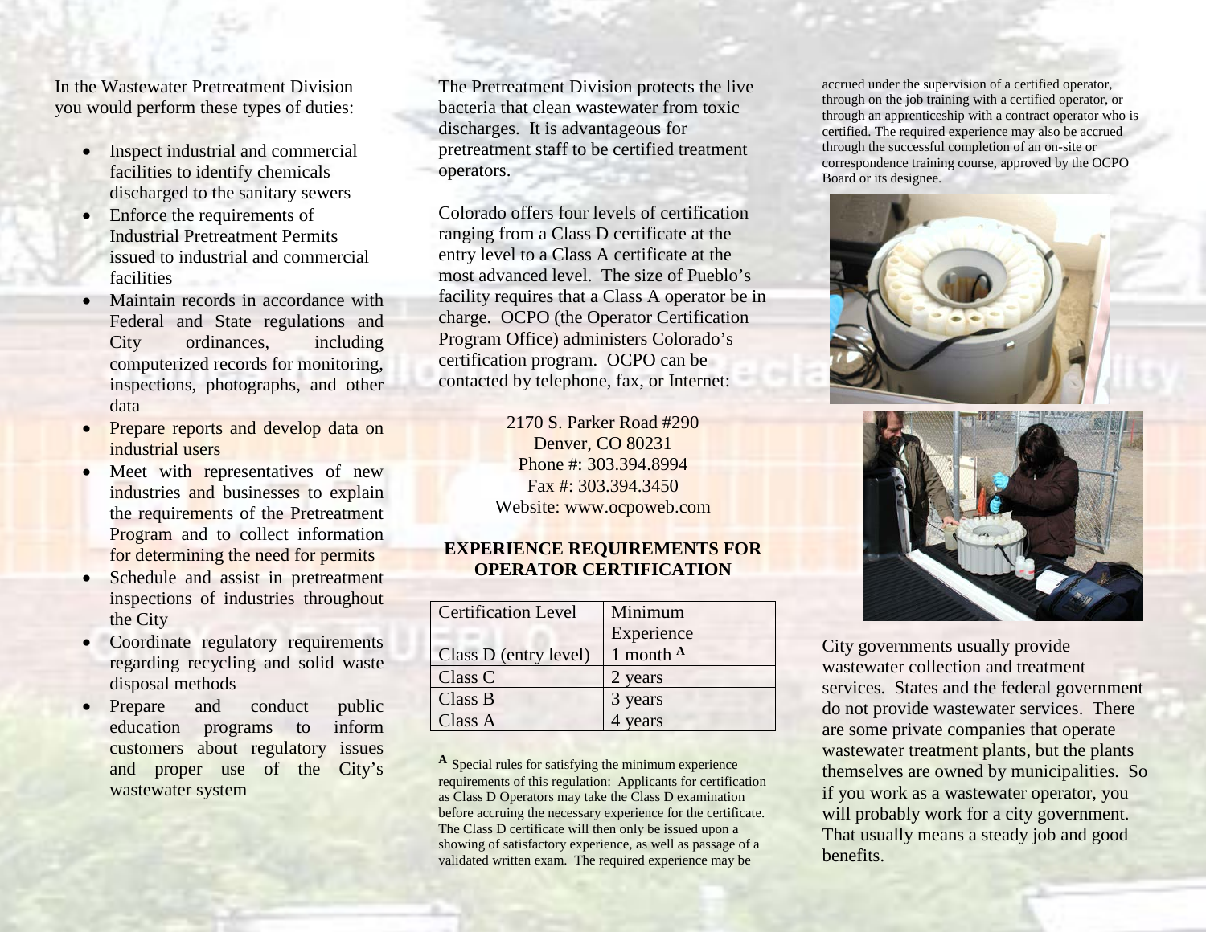In the Wastewater Pretreatment Division you would perform these types of duties:

- Inspect industrial and commercial facilities to identify chemicals discharged to the sanitary sewers
- Enforce the requirements of Industrial Pretreatment Permits issued to industrial and commercial facilities
- Maintain records in accordance with Federal and State regulations and City ordinances, including computerized records for monitoring, inspections, photographs, and other data
- Prepare reports and develop data on industrial users
- Meet with representatives of new industries and businesses to explain the requirements of the Pretreatment Program and to collect information for determining the need for permits
- Schedule and assist in pretreatment inspections of industries throughout the City
- Coordinate regulatory requirements regarding recycling and solid waste disposal methods
- Prepare and conduct public education programs to inform customers about regulatory issues and proper use of the City's wastewater system

The Pretreatment Division protects the live bacteria that clean wastewater from toxic discharges. It is advantageous for pretreatment staff to be certified treatment operators.

Colorado offers four levels of certification ranging from a Class D certificate at the entry level to a Class A certificate at the most advanced level. The size of Pueblo's facility requires that a Class A operator be in charge. OCPO (the Operator Certification Program Office) administers Colorado's certification program. OCPO can be contacted by telephone, fax, or Internet:

2170 S. Parker Road #290
Denver, CO 80231
Phone #: 303.394.8994
Fax #: 303.394.3450
Website: www.ocpoweb.com

## EXPERIENCE REQUIREMENTS FOR OPERATOR CERTIFICATION

| Certification Level | Minimum Experience |
|---|---|
| Class D (entry level) | 1 month [A] |
| Class C | 2 years |
| Class B | 3 years |
| Class A | 4 years |

[A] Special rules for satisfying the minimum experience requirements of this regulation: Applicants for certification as Class D Operators may take the Class D examination before accruing the necessary experience for the certificate. The Class D certificate will then only be issued upon a showing of satisfactory experience, as well as passage of a validated written exam. The required experience may be accrued under the supervision of a certified operator, through on the job training with a certified operator, or through an apprenticeship with a contract operator who is certified. The required experience may also be accrued through the successful completion of an on-site or correspondence training course, approved by the OCPO Board or its designee.

City governments usually provide wastewater collection and treatment services. States and the federal government do not provide wastewater services. There are some private companies that operate wastewater treatment plants, but the plants themselves are owned by municipalities. So if you work as a wastewater operator, you will probably work for a city government. That usually means a steady job and good benefits.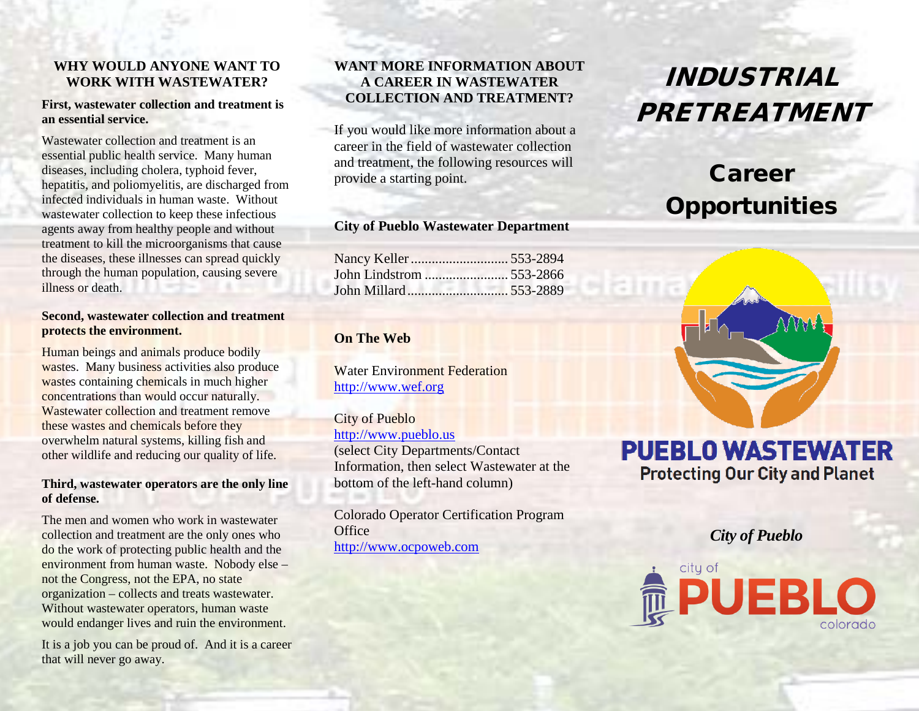## WHY WOULD ANYONE WANT TO WORK WITH WASTEWATER?

**First, wastewater collection and treatment is an essential service.**

Wastewater collection and treatment is an essential public health service. Many human diseases, including cholera, typhoid fever, hepatitis, and poliomyelitis, are discharged from infected individuals in human waste. Without wastewater collection to keep these infectious agents away from healthy people and without treatment to kill the microorganisms that cause the diseases, these illnesses can spread quickly through the human population, causing severe illness or death.

**Second, wastewater collection and treatment protects the environment.**

Human beings and animals produce bodily wastes. Many business activities also produce wastes containing chemicals in much higher concentrations than would occur naturally. Wastewater collection and treatment remove these wastes and chemicals before they overwhelm natural systems, killing fish and other wildlife and reducing our quality of life.

**Third, wastewater operators are the only line of defense.**

The men and women who work in wastewater collection and treatment are the only ones who do the work of protecting public health and the environment from human waste. Nobody else – not the Congress, not the EPA, no state organization – collects and treats wastewater. Without wastewater operators, human waste would endanger lives and ruin the environment.

It is a job you can be proud of. And it is a career that will never go away.

## WANT MORE INFORMATION ABOUT A CAREER IN WASTEWATER COLLECTION AND TREATMENT?

If you would like more information about a career in the field of wastewater collection and treatment, the following resources will provide a starting point.

**City of Pueblo Wastewater Department**

Nancy Keller ............................ 553-2894
John Lindstrom ........................ 553-2866
John Millard ............................ 553-2889

**On The Web**

Water Environment Federation
http://www.wef.org

City of Pueblo
http://www.pueblo.us
(select City Departments/Contact Information, then select Wastewater at the bottom of the left-hand column)

Colorado Operator Certification Program Office
http://www.ocpoweb.com

# INDUSTRIAL PRETREATMENT

## Career Opportunities

**PUEBLO WASTEWATER**
Protecting Our City and Planet

***City of Pueblo***

city of PUEBLO colorado